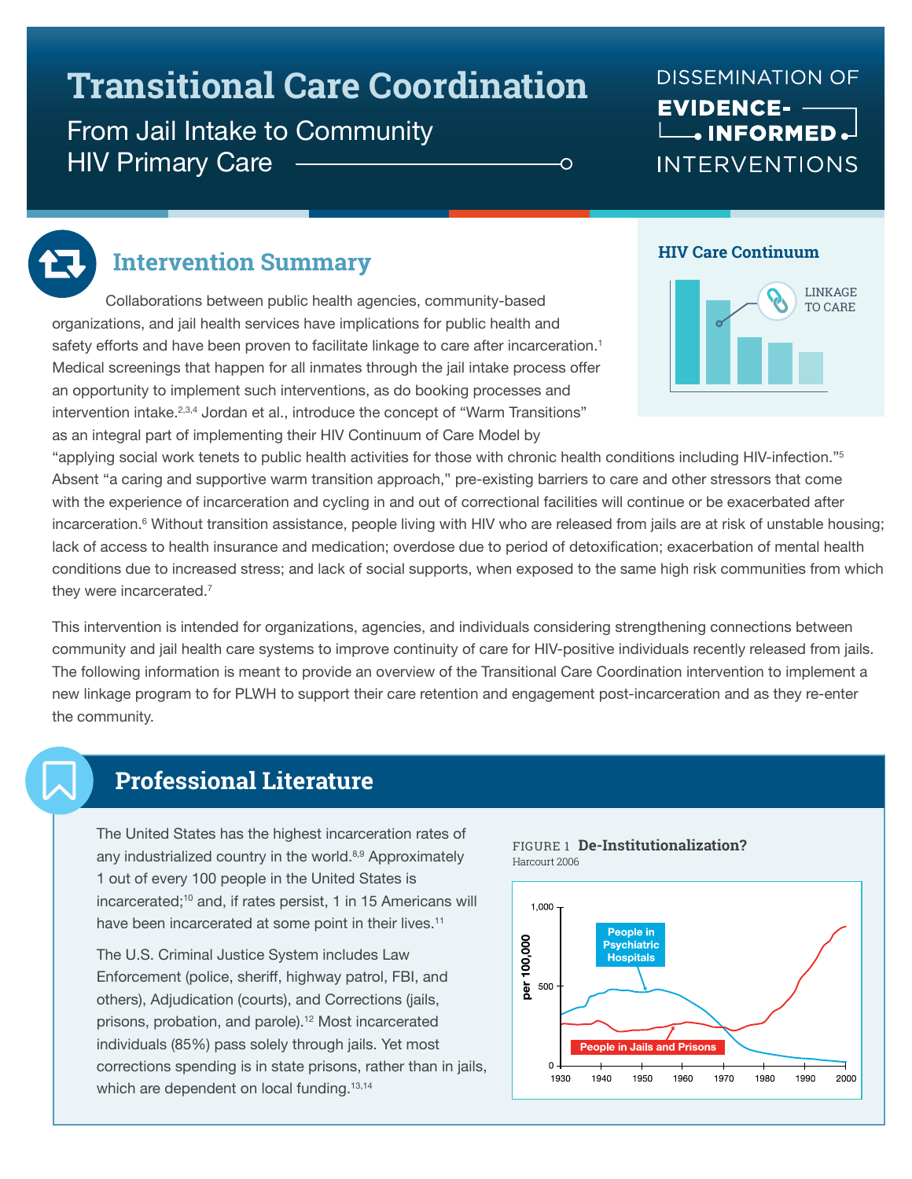# Transitional Care Coordination

From Jail Intake to Community HIV Primary Care

DISSEMINATION OF EVIDENCE-INFORMED INTERVENTIONS

## Intervention Summary

Collaborations between public health agencies, community-based organizations, and jail health services have implications for public health and safety efforts and have been proven to facilitate linkage to care after incarceration.[1] Medical screenings that happen for all inmates through the jail intake process offer an opportunity to implement such interventions, as do booking processes and intervention intake.[2,3,4] Jordan et al., introduce the concept of "Warm Transitions" as an integral part of implementing their HIV Continuum of Care Model by "applying social work tenets to public health activities for those with chronic health conditions including HIV-infection."[5] Absent "a caring and supportive warm transition approach," pre-existing barriers to care and other stressors that come with the experience of incarceration and cycling in and out of correctional facilities will continue or be exacerbated after incarceration.[6] Without transition assistance, people living with HIV who are released from jails are at risk of unstable housing; lack of access to health insurance and medication; overdose due to period of detoxification; exacerbation of mental health conditions due to increased stress; and lack of social supports, when exposed to the same high risk communities from which they were incarcerated.[7]

**HIV Care Continuum**

LINKAGE TO CARE

This intervention is intended for organizations, agencies, and individuals considering strengthening connections between community and jail health care systems to improve continuity of care for HIV-positive individuals recently released from jails. The following information is meant to provide an overview of the Transitional Care Coordination intervention to implement a new linkage program to for PLWH to support their care retention and engagement post-incarceration and as they re-enter the community.

## Professional Literature

The United States has the highest incarceration rates of any industrialized country in the world.[8,9] Approximately 1 out of every 100 people in the United States is incarcerated;[10] and, if rates persist, 1 in 15 Americans will have been incarcerated at some point in their lives.[11]

The U.S. Criminal Justice System includes Law Enforcement (police, sheriff, highway patrol, FBI, and others), Adjudication (courts), and Corrections (jails, prisons, probation, and parole).[12] Most incarcerated individuals (85%) pass solely through jails. Yet most corrections spending is in state prisons, rather than in jails, which are dependent on local funding.[13,14]

FIGURE 1 **De-Institutionalization?**
Harcourt 2006

(Chart: per 100,000, 1930–2000; series: People in Psychiatric Hospitals; People in Jails and Prisons)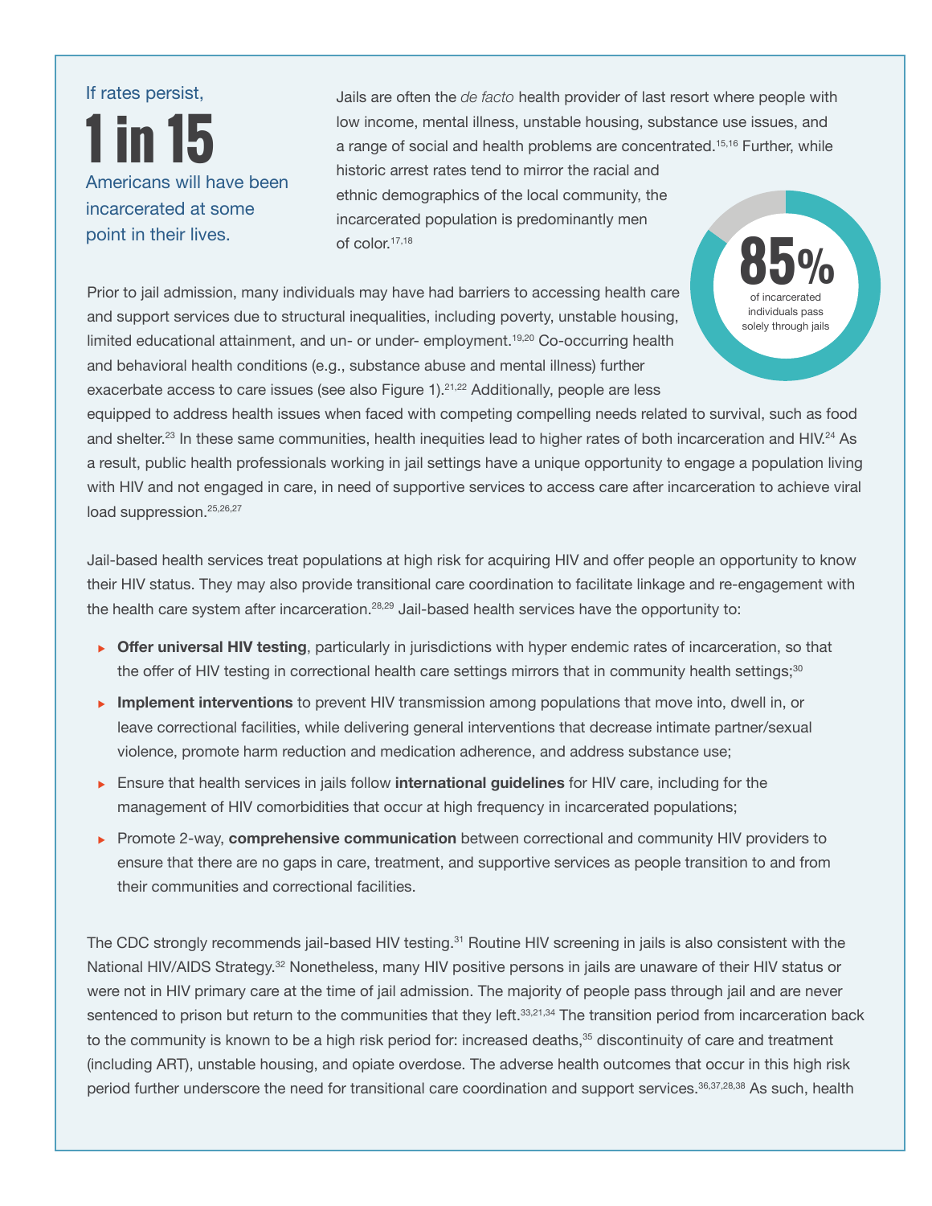If rates persist,

**1 in 15**

Americans will have been incarcerated at some point in their lives.

Jails are often the *de facto* health provider of last resort where people with low income, mental illness, unstable housing, substance use issues, and a range of social and health problems are concentrated.[15,16] Further, while historic arrest rates tend to mirror the racial and ethnic demographics of the local community, the incarcerated population is predominantly men of color.[17,18]

**85%** of incarcerated individuals pass solely through jails

Prior to jail admission, many individuals may have had barriers to accessing health care and support services due to structural inequalities, including poverty, unstable housing, limited educational attainment, and un- or under- employment.[19,20] Co-occurring health and behavioral health conditions (e.g., substance abuse and mental illness) further exacerbate access to care issues (see also Figure 1).[21,22] Additionally, people are less equipped to address health issues when faced with competing compelling needs related to survival, such as food and shelter.[23] In these same communities, health inequities lead to higher rates of both incarceration and HIV.[24] As a result, public health professionals working in jail settings have a unique opportunity to engage a population living with HIV and not engaged in care, in need of supportive services to access care after incarceration to achieve viral load suppression.[25,26,27]

Jail-based health services treat populations at high risk for acquiring HIV and offer people an opportunity to know their HIV status. They may also provide transitional care coordination to facilitate linkage and re-engagement with the health care system after incarceration.[28,29] Jail-based health services have the opportunity to:

- **Offer universal HIV testing**, particularly in jurisdictions with hyper endemic rates of incarceration, so that the offer of HIV testing in correctional health care settings mirrors that in community health settings;[30]
- **Implement interventions** to prevent HIV transmission among populations that move into, dwell in, or leave correctional facilities, while delivering general interventions that decrease intimate partner/sexual violence, promote harm reduction and medication adherence, and address substance use;
- Ensure that health services in jails follow **international guidelines** for HIV care, including for the management of HIV comorbidities that occur at high frequency in incarcerated populations;
- Promote 2-way, **comprehensive communication** between correctional and community HIV providers to ensure that there are no gaps in care, treatment, and supportive services as people transition to and from their communities and correctional facilities.

The CDC strongly recommends jail-based HIV testing.[31] Routine HIV screening in jails is also consistent with the National HIV/AIDS Strategy.[32] Nonetheless, many HIV positive persons in jails are unaware of their HIV status or were not in HIV primary care at the time of jail admission. The majority of people pass through jail and are never sentenced to prison but return to the communities that they left.[33,21,34] The transition period from incarceration back to the community is known to be a high risk period for: increased deaths,[35] discontinuity of care and treatment (including ART), unstable housing, and opiate overdose. The adverse health outcomes that occur in this high risk period further underscore the need for transitional care coordination and support services.[36,37,28,38] As such, health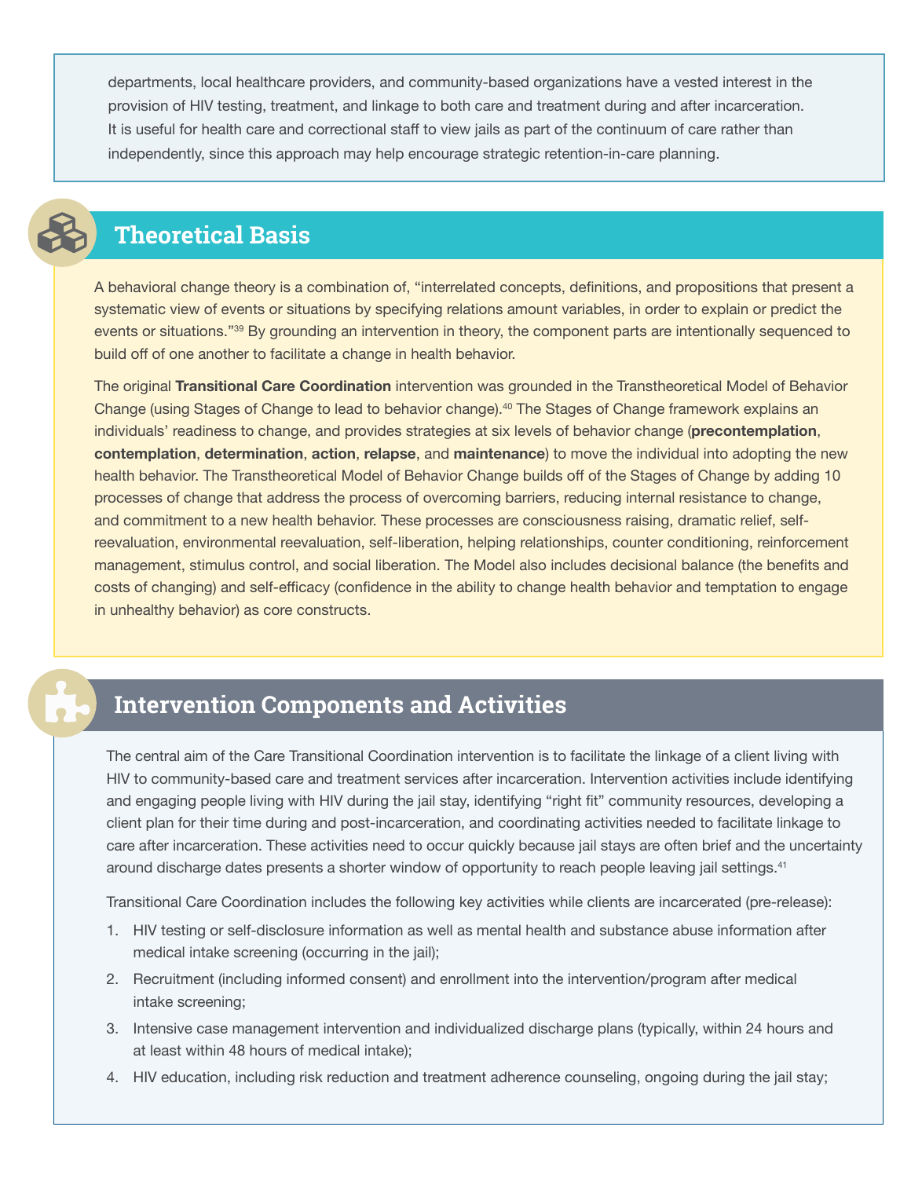departments, local healthcare providers, and community-based organizations have a vested interest in the provision of HIV testing, treatment, and linkage to both care and treatment during and after incarceration. It is useful for health care and correctional staff to view jails as part of the continuum of care rather than independently, since this approach may help encourage strategic retention-in-care planning.

## Theoretical Basis

A behavioral change theory is a combination of, "interrelated concepts, definitions, and propositions that present a systematic view of events or situations by specifying relations amount variables, in order to explain or predict the events or situations."[39] By grounding an intervention in theory, the component parts are intentionally sequenced to build off of one another to facilitate a change in health behavior.

The original **Transitional Care Coordination** intervention was grounded in the Transtheoretical Model of Behavior Change (using Stages of Change to lead to behavior change).[40] The Stages of Change framework explains an individuals' readiness to change, and provides strategies at six levels of behavior change (**precontemplation**, **contemplation**, **determination**, **action**, **relapse**, and **maintenance**) to move the individual into adopting the new health behavior. The Transtheoretical Model of Behavior Change builds off of the Stages of Change by adding 10 processes of change that address the process of overcoming barriers, reducing internal resistance to change, and commitment to a new health behavior. These processes are consciousness raising, dramatic relief, self-reevaluation, environmental reevaluation, self-liberation, helping relationships, counter conditioning, reinforcement management, stimulus control, and social liberation. The Model also includes decisional balance (the benefits and costs of changing) and self-efficacy (confidence in the ability to change health behavior and temptation to engage in unhealthy behavior) as core constructs.

## Intervention Components and Activities

The central aim of the Care Transitional Coordination intervention is to facilitate the linkage of a client living with HIV to community-based care and treatment services after incarceration. Intervention activities include identifying and engaging people living with HIV during the jail stay, identifying "right fit" community resources, developing a client plan for their time during and post-incarceration, and coordinating activities needed to facilitate linkage to care after incarceration. These activities need to occur quickly because jail stays are often brief and the uncertainty around discharge dates presents a shorter window of opportunity to reach people leaving jail settings.[41]

Transitional Care Coordination includes the following key activities while clients are incarcerated (pre-release):

1. HIV testing or self-disclosure information as well as mental health and substance abuse information after medical intake screening (occurring in the jail);
2. Recruitment (including informed consent) and enrollment into the intervention/program after medical intake screening;
3. Intensive case management intervention and individualized discharge plans (typically, within 24 hours and at least within 48 hours of medical intake);
4. HIV education, including risk reduction and treatment adherence counseling, ongoing during the jail stay;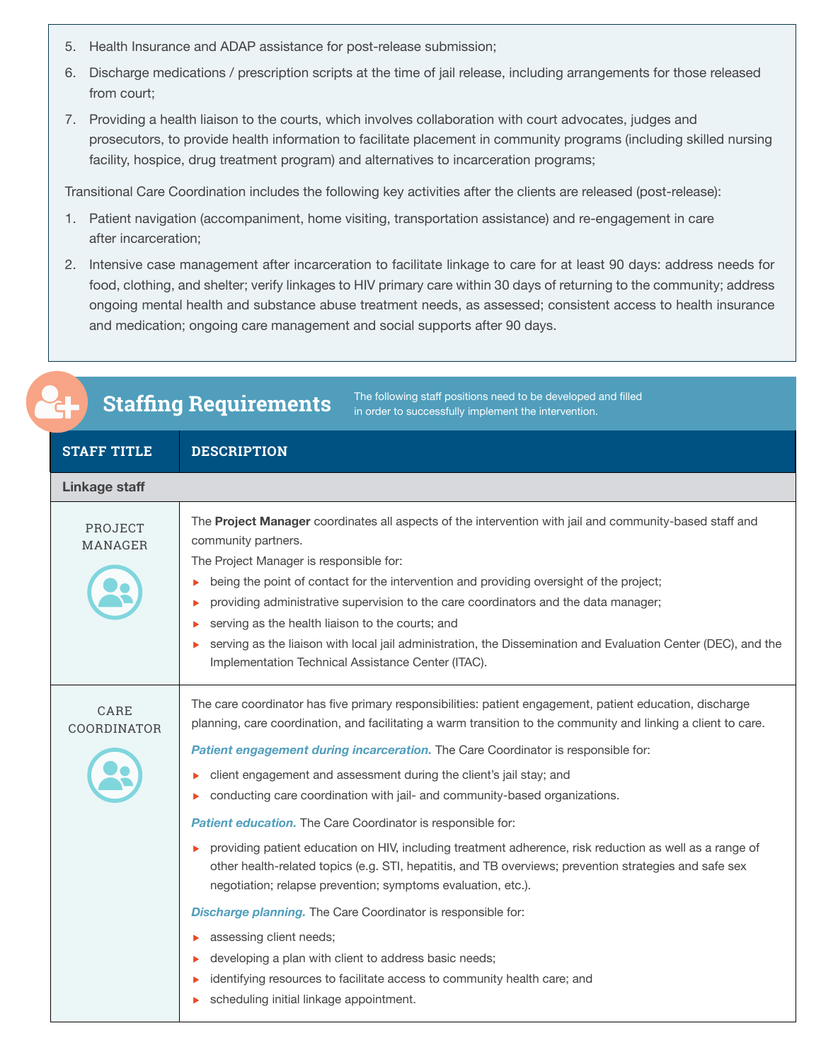5. Health Insurance and ADAP assistance for post-release submission;
6. Discharge medications / prescription scripts at the time of jail release, including arrangements for those released from court;
7. Providing a health liaison to the courts, which involves collaboration with court advocates, judges and prosecutors, to provide health information to facilitate placement in community programs (including skilled nursing facility, hospice, drug treatment program) and alternatives to incarceration programs;

Transitional Care Coordination includes the following key activities after the clients are released (post-release):

1. Patient navigation (accompaniment, home visiting, transportation assistance) and re-engagement in care after incarceration;
2. Intensive case management after incarceration to facilitate linkage to care for at least 90 days: address needs for food, clothing, and shelter; verify linkages to HIV primary care within 30 days of returning to the community; address ongoing mental health and substance abuse treatment needs, as assessed; consistent access to health insurance and medication; ongoing care management and social supports after 90 days.

## Staffing Requirements

The following staff positions need to be developed and filled in order to successfully implement the intervention.

| STAFF TITLE | DESCRIPTION |
|---|---|
| **Linkage staff** | |
| PROJECT MANAGER | The **Project Manager** coordinates all aspects of the intervention with jail and community-based staff and community partners.<br>The Project Manager is responsible for:<br>▸ being the point of contact for the intervention and providing oversight of the project;<br>▸ providing administrative supervision to the care coordinators and the data manager;<br>▸ serving as the health liaison to the courts; and<br>▸ serving as the liaison with local jail administration, the Dissemination and Evaluation Center (DEC), and the Implementation Technical Assistance Center (ITAC). |
| CARE COORDINATOR | The care coordinator has five primary responsibilities: patient engagement, patient education, discharge planning, care coordination, and facilitating a warm transition to the community and linking a client to care.<br>***Patient engagement during incarceration.*** The Care Coordinator is responsible for:<br>▸ client engagement and assessment during the client's jail stay; and<br>▸ conducting care coordination with jail- and community-based organizations.<br>***Patient education.*** The Care Coordinator is responsible for:<br>▸ providing patient education on HIV, including treatment adherence, risk reduction as well as a range of other health-related topics (e.g. STI, hepatitis, and TB overviews; prevention strategies and safe sex negotiation; relapse prevention; symptoms evaluation, etc.).<br>***Discharge planning.*** The Care Coordinator is responsible for:<br>▸ assessing client needs;<br>▸ developing a plan with client to address basic needs;<br>▸ identifying resources to facilitate access to community health care; and<br>▸ scheduling initial linkage appointment. |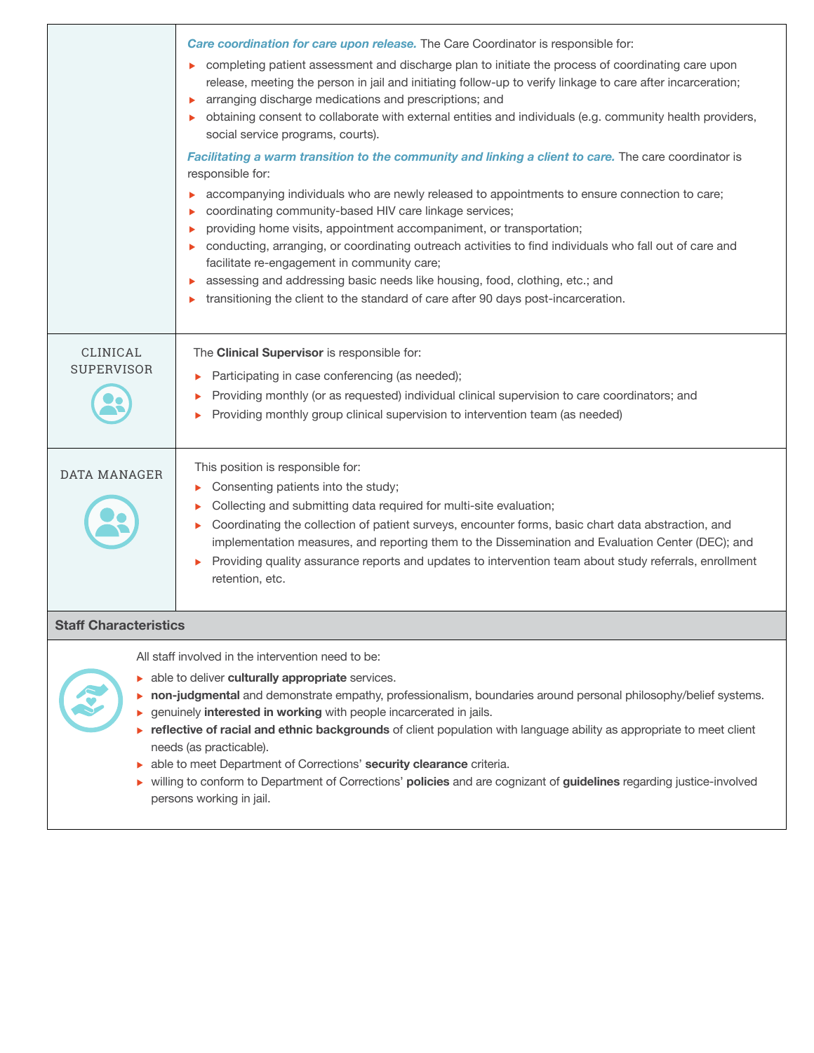| | |
|---|---|
| | ***Care coordination for care upon release.*** The Care Coordinator is responsible for:<br>- completing patient assessment and discharge plan to initiate the process of coordinating care upon release, meeting the person in jail and initiating follow-up to verify linkage to care after incarceration;<br>- arranging discharge medications and prescriptions; and<br>- obtaining consent to collaborate with external entities and individuals (e.g. community health providers, social service programs, courts).<br><br>***Facilitating a warm transition to the community and linking a client to care.*** The care coordinator is responsible for:<br>- accompanying individuals who are newly released to appointments to ensure connection to care;<br>- coordinating community-based HIV care linkage services;<br>- providing home visits, appointment accompaniment, or transportation;<br>- conducting, arranging, or coordinating outreach activities to find individuals who fall out of care and facilitate re-engagement in community care;<br>- assessing and addressing basic needs like housing, food, clothing, etc.; and<br>- transitioning the client to the standard of care after 90 days post-incarceration. |
| CLINICAL SUPERVISOR | The **Clinical Supervisor** is responsible for:<br>- Participating in case conferencing (as needed);<br>- Providing monthly (or as requested) individual clinical supervision to care coordinators; and<br>- Providing monthly group clinical supervision to intervention team (as needed) |
| DATA MANAGER | This position is responsible for:<br>- Consenting patients into the study;<br>- Collecting and submitting data required for multi-site evaluation;<br>- Coordinating the collection of patient surveys, encounter forms, basic chart data abstraction, and implementation measures, and reporting them to the Dissemination and Evaluation Center (DEC); and<br>- Providing quality assurance reports and updates to intervention team about study referrals, enrollment retention, etc. |

**Staff Characteristics**

All staff involved in the intervention need to be:

- able to deliver **culturally appropriate** services.
- **non-judgmental** and demonstrate empathy, professionalism, boundaries around personal philosophy/belief systems.
- genuinely **interested in working** with people incarcerated in jails.
- **reflective of racial and ethnic backgrounds** of client population with language ability as appropriate to meet client needs (as practicable).
- able to meet Department of Corrections' **security clearance** criteria.
- willing to conform to Department of Corrections' **policies** and are cognizant of **guidelines** regarding justice-involved persons working in jail.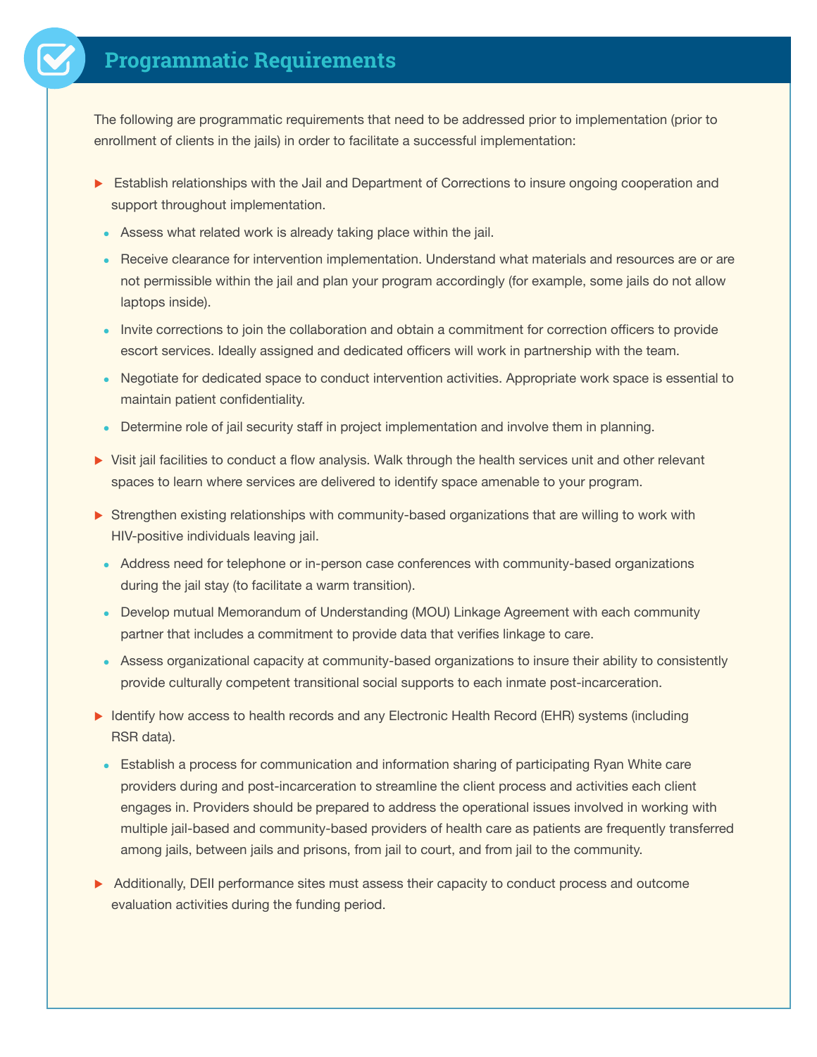## Programmatic Requirements

The following are programmatic requirements that need to be addressed prior to implementation (prior to enrollment of clients in the jails) in order to facilitate a successful implementation:

- Establish relationships with the Jail and Department of Corrections to insure ongoing cooperation and support throughout implementation.
  - Assess what related work is already taking place within the jail.
  - Receive clearance for intervention implementation. Understand what materials and resources are or are not permissible within the jail and plan your program accordingly (for example, some jails do not allow laptops inside).
  - Invite corrections to join the collaboration and obtain a commitment for correction officers to provide escort services. Ideally assigned and dedicated officers will work in partnership with the team.
  - Negotiate for dedicated space to conduct intervention activities. Appropriate work space is essential to maintain patient confidentiality.
  - Determine role of jail security staff in project implementation and involve them in planning.
- Visit jail facilities to conduct a flow analysis. Walk through the health services unit and other relevant spaces to learn where services are delivered to identify space amenable to your program.
- Strengthen existing relationships with community-based organizations that are willing to work with HIV-positive individuals leaving jail.
  - Address need for telephone or in-person case conferences with community-based organizations during the jail stay (to facilitate a warm transition).
  - Develop mutual Memorandum of Understanding (MOU) Linkage Agreement with each community partner that includes a commitment to provide data that verifies linkage to care.
  - Assess organizational capacity at community-based organizations to insure their ability to consistently provide culturally competent transitional social supports to each inmate post-incarceration.
- Identify how access to health records and any Electronic Health Record (EHR) systems (including RSR data).
  - Establish a process for communication and information sharing of participating Ryan White care providers during and post-incarceration to streamline the client process and activities each client engages in. Providers should be prepared to address the operational issues involved in working with multiple jail-based and community-based providers of health care as patients are frequently transferred among jails, between jails and prisons, from jail to court, and from jail to the community.
- Additionally, DEII performance sites must assess their capacity to conduct process and outcome evaluation activities during the funding period.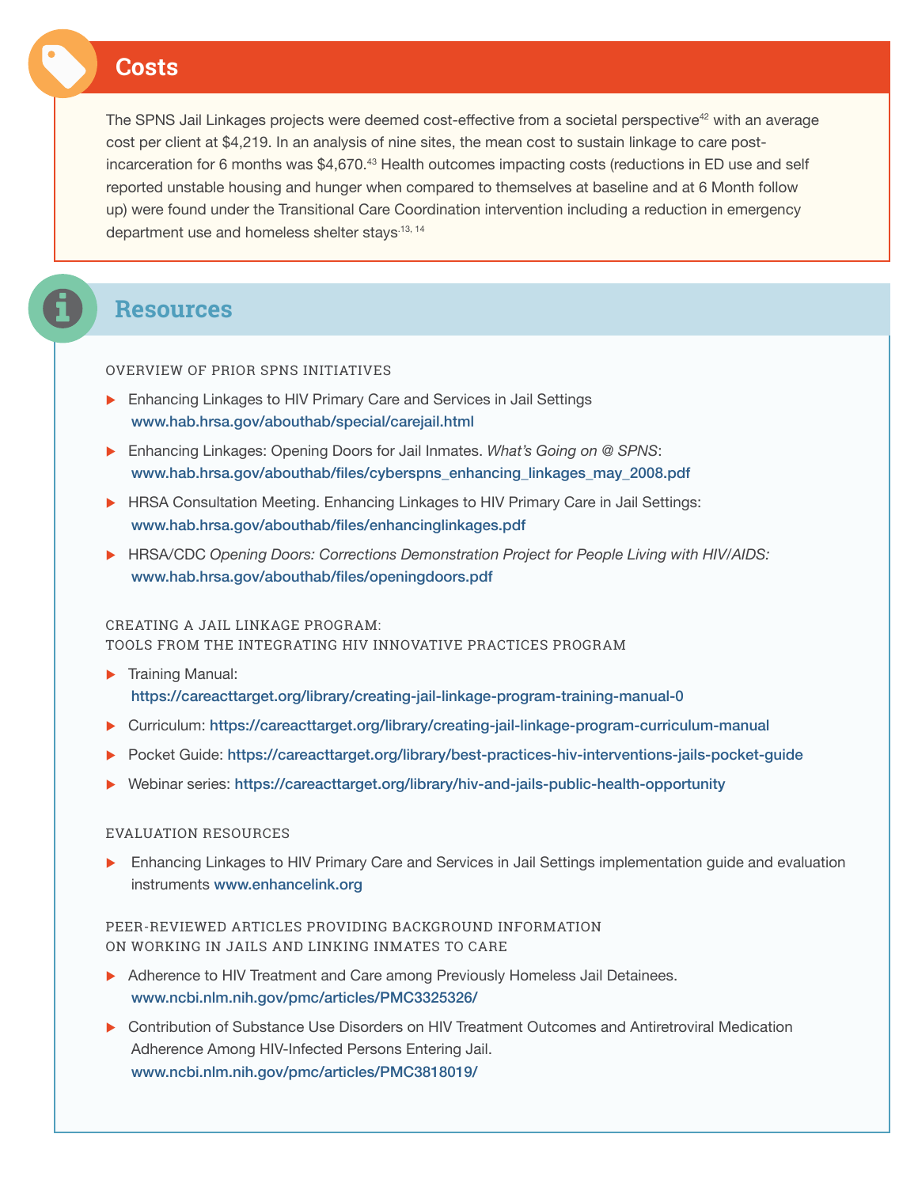## Costs

The SPNS Jail Linkages projects were deemed cost-effective from a societal perspective[42] with an average cost per client at $4,219. In an analysis of nine sites, the mean cost to sustain linkage to care post-incarceration for 6 months was $4,670.[43] Health outcomes impacting costs (reductions in ED use and self reported unstable housing and hunger when compared to themselves at baseline and at 6 Month follow up) were found under the Transitional Care Coordination intervention including a reduction in emergency department use and homeless shelter stays.[13, 14]

## Resources

### OVERVIEW OF PRIOR SPNS INITIATIVES

- Enhancing Linkages to HIV Primary Care and Services in Jail Settings
  www.hab.hrsa.gov/abouthab/special/carejail.html
- Enhancing Linkages: Opening Doors for Jail Inmates. *What's Going on @ SPNS*:
  www.hab.hrsa.gov/abouthab/files/cyberspns_enhancing_linkages_may_2008.pdf
- HRSA Consultation Meeting. Enhancing Linkages to HIV Primary Care in Jail Settings:
  www.hab.hrsa.gov/abouthab/files/enhancinglinkages.pdf
- HRSA/CDC *Opening Doors: Corrections Demonstration Project for People Living with HIV/AIDS:*
  www.hab.hrsa.gov/abouthab/files/openingdoors.pdf

### CREATING A JAIL LINKAGE PROGRAM: TOOLS FROM THE INTEGRATING HIV INNOVATIVE PRACTICES PROGRAM

- Training Manual:
  https://careacttarget.org/library/creating-jail-linkage-program-training-manual-0
- Curriculum: https://careacttarget.org/library/creating-jail-linkage-program-curriculum-manual
- Pocket Guide: https://careacttarget.org/library/best-practices-hiv-interventions-jails-pocket-guide
- Webinar series: https://careacttarget.org/library/hiv-and-jails-public-health-opportunity

### EVALUATION RESOURCES

- Enhancing Linkages to HIV Primary Care and Services in Jail Settings implementation guide and evaluation instruments www.enhancelink.org

### PEER-REVIEWED ARTICLES PROVIDING BACKGROUND INFORMATION ON WORKING IN JAILS AND LINKING INMATES TO CARE

- Adherence to HIV Treatment and Care among Previously Homeless Jail Detainees.
  www.ncbi.nlm.nih.gov/pmc/articles/PMC3325326/
- Contribution of Substance Use Disorders on HIV Treatment Outcomes and Antiretroviral Medication Adherence Among HIV-Infected Persons Entering Jail.
  www.ncbi.nlm.nih.gov/pmc/articles/PMC3818019/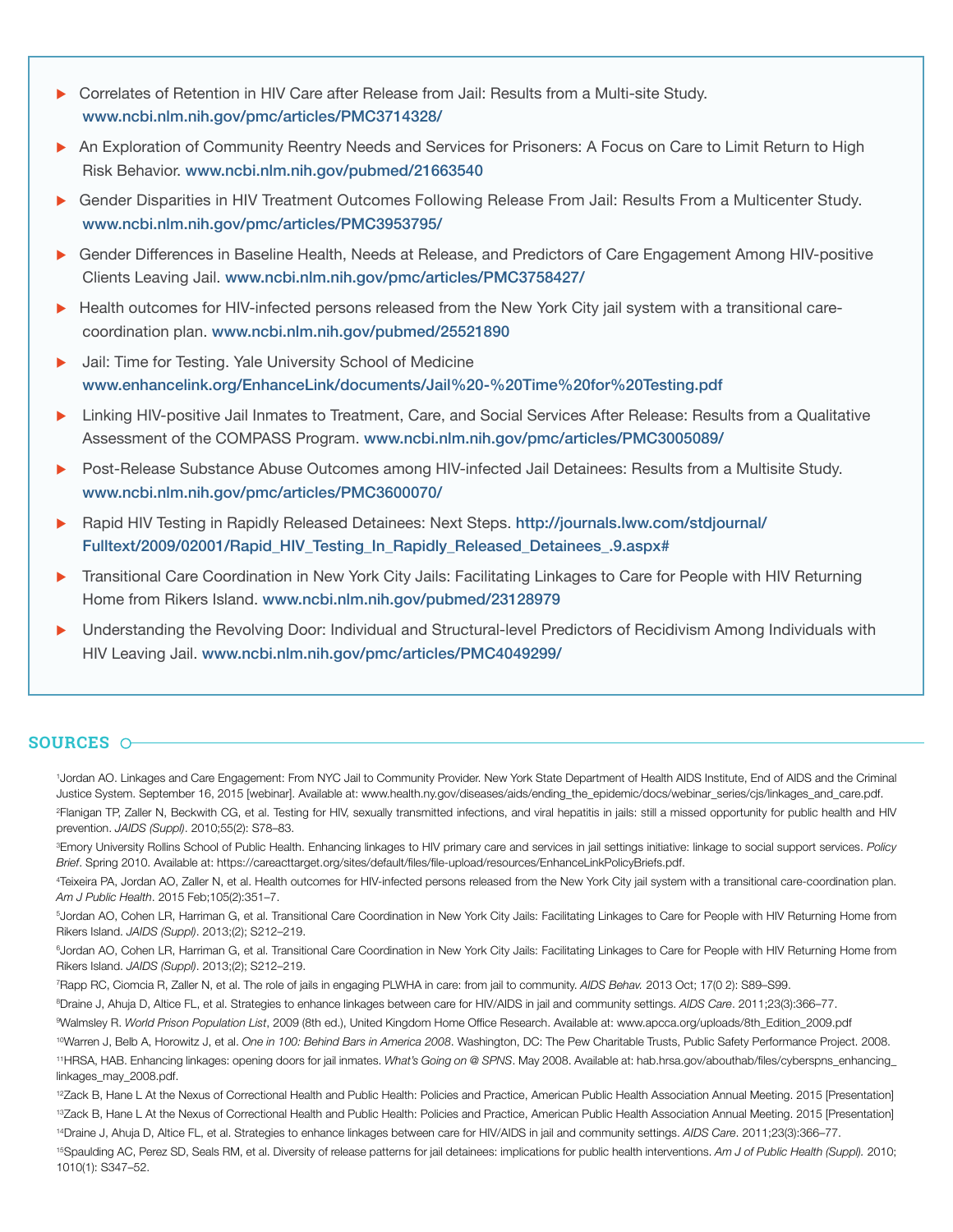- Correlates of Retention in HIV Care after Release from Jail: Results from a Multi-site Study. **www.ncbi.nlm.nih.gov/pmc/articles/PMC3714328/**
- An Exploration of Community Reentry Needs and Services for Prisoners: A Focus on Care to Limit Return to High Risk Behavior. **www.ncbi.nlm.nih.gov/pubmed/21663540**
- Gender Disparities in HIV Treatment Outcomes Following Release From Jail: Results From a Multicenter Study. **www.ncbi.nlm.nih.gov/pmc/articles/PMC3953795/**
- Gender Differences in Baseline Health, Needs at Release, and Predictors of Care Engagement Among HIV-positive Clients Leaving Jail. **www.ncbi.nlm.nih.gov/pmc/articles/PMC3758427/**
- Health outcomes for HIV-infected persons released from the New York City jail system with a transitional care-coordination plan. **www.ncbi.nlm.nih.gov/pubmed/25521890**
- Jail: Time for Testing. Yale University School of Medicine **www.enhancelink.org/EnhanceLink/documents/Jail%20-%20Time%20for%20Testing.pdf**
- Linking HIV-positive Jail Inmates to Treatment, Care, and Social Services After Release: Results from a Qualitative Assessment of the COMPASS Program. **www.ncbi.nlm.nih.gov/pmc/articles/PMC3005089/**
- Post-Release Substance Abuse Outcomes among HIV-infected Jail Detainees: Results from a Multisite Study. **www.ncbi.nlm.nih.gov/pmc/articles/PMC3600070/**
- Rapid HIV Testing in Rapidly Released Detainees: Next Steps. **http://journals.lww.com/stdjournal/Fulltext/2009/02001/Rapid_HIV_Testing_In_Rapidly_Released_Detainees_.9.aspx#**
- Transitional Care Coordination in New York City Jails: Facilitating Linkages to Care for People with HIV Returning Home from Rikers Island. **www.ncbi.nlm.nih.gov/pubmed/23128979**
- Understanding the Revolving Door: Individual and Structural-level Predictors of Recidivism Among Individuals with HIV Leaving Jail. **www.ncbi.nlm.nih.gov/pmc/articles/PMC4049299/**

## SOURCES

[1] Jordan AO. Linkages and Care Engagement: From NYC Jail to Community Provider. New York State Department of Health AIDS Institute, End of AIDS and the Criminal Justice System. September 16, 2015 [webinar]. Available at: www.health.ny.gov/diseases/aids/ending_the_epidemic/docs/webinar_series/cjs/linkages_and_care.pdf.

[2] Flanigan TP, Zaller N, Beckwith CG, et al. Testing for HIV, sexually transmitted infections, and viral hepatitis in jails: still a missed opportunity for public health and HIV prevention. *JAIDS (Suppl)*. 2010;55(2): S78–83.

[3] Emory University Rollins School of Public Health. Enhancing linkages to HIV primary care and services in jail settings initiative: linkage to social support services. *Policy Brief*. Spring 2010. Available at: https://careacttarget.org/sites/default/files/file-upload/resources/EnhanceLinkPolicyBriefs.pdf.

[4] Teixeira PA, Jordan AO, Zaller N, et al. Health outcomes for HIV-infected persons released from the New York City jail system with a transitional care-coordination plan. *Am J Public Health*. 2015 Feb;105(2):351–7.

[5] Jordan AO, Cohen LR, Harriman G, et al. Transitional Care Coordination in New York City Jails: Facilitating Linkages to Care for People with HIV Returning Home from Rikers Island. *JAIDS (Suppl)*. 2013;(2); S212–219.

[6] Jordan AO, Cohen LR, Harriman G, et al. Transitional Care Coordination in New York City Jails: Facilitating Linkages to Care for People with HIV Returning Home from Rikers Island. *JAIDS (Suppl)*. 2013;(2); S212–219.

[7] Rapp RC, Ciomcia R, Zaller N, et al. The role of jails in engaging PLWHA in care: from jail to community. *AIDS Behav.* 2013 Oct; 17(0 2): S89–S99.

[8] Draine J, Ahuja D, Altice FL, et al. Strategies to enhance linkages between care for HIV/AIDS in jail and community settings. *AIDS Care*. 2011;23(3):366–77.

[9] Walmsley R. *World Prison Population List*, 2009 (8th ed.), United Kingdom Home Office Research. Available at: www.apcca.org/uploads/8th_Edition_2009.pdf

[10] Warren J, Belb A, Horowitz J, et al. *One in 100: Behind Bars in America 2008*. Washington, DC: The Pew Charitable Trusts, Public Safety Performance Project. 2008.

[11] HRSA, HAB. Enhancing linkages: opening doors for jail inmates. *What's Going on @ SPNS*. May 2008. Available at: hab.hrsa.gov/abouthab/files/cyberspns_enhancing_linkages_may_2008.pdf.

[12] Zack B, Hane L At the Nexus of Correctional Health and Public Health: Policies and Practice, American Public Health Association Annual Meeting. 2015 [Presentation]

[13] Zack B, Hane L At the Nexus of Correctional Health and Public Health: Policies and Practice, American Public Health Association Annual Meeting. 2015 [Presentation]

[14] Draine J, Ahuja D, Altice FL, et al. Strategies to enhance linkages between care for HIV/AIDS in jail and community settings. *AIDS Care*. 2011;23(3):366–77.

[15] Spaulding AC, Perez SD, Seals RM, et al. Diversity of release patterns for jail detainees: implications for public health interventions. *Am J of Public Health (Suppl).* 2010; 1010(1): S347–52.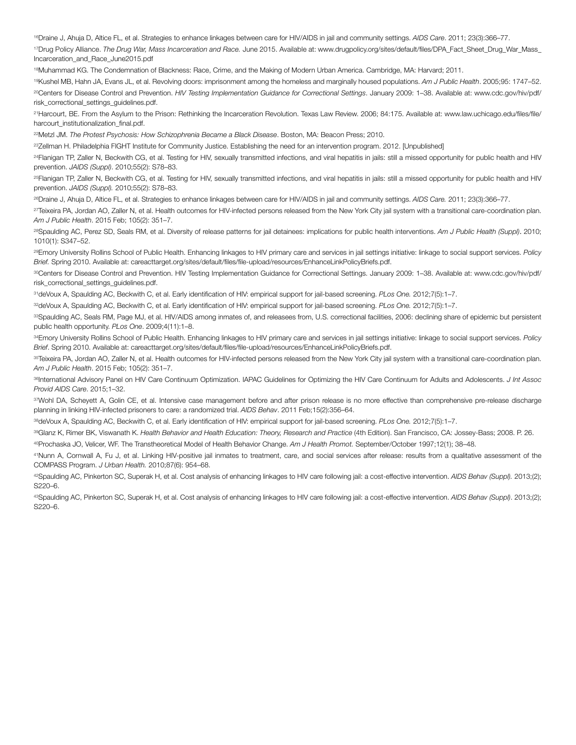[16]Draine J, Ahuja D, Altice FL, et al. Strategies to enhance linkages between care for HIV/AIDS in jail and community settings. *AIDS Care*. 2011; 23(3):366–77.

[17]Drug Policy Alliance. *The Drug War, Mass Incarceration and Race.* June 2015. Available at: www.drugpolicy.org/sites/default/files/DPA_Fact_Sheet_Drug_War_Mass_Incarceration_and_Race_June2015.pdf

[18]Muhammad KG. The Condemnation of Blackness: Race, Crime, and the Making of Modern Urban America. Cambridge, MA: Harvard; 2011.

[19]Kushel MB, Hahn JA, Evans JL, et al. Revolving doors: imprisonment among the homeless and marginally housed populations. *Am J Public Health*. 2005;95: 1747–52.

[20]Centers for Disease Control and Prevention. *HIV Testing Implementation Guidance for Correctional Settings*. January 2009: 1–38. Available at: www.cdc.gov/hiv/pdf/risk_correctional_settings_guidelines.pdf.

[21]Harcourt, BE. From the Asylum to the Prison: Rethinking the Incarceration Revolution. Texas Law Review. 2006; 84:175. Available at: www.law.uchicago.edu/files/file/harcourt_institutionalization_final.pdf.

[22]Metzl JM. *The Protest Psychosis: How Schizophrenia Became a Black Disease*. Boston, MA: Beacon Press; 2010.

[23]Zellman H. Philadelphia FIGHT Institute for Community Justice. Establishing the need for an intervention program. 2012. [Unpublished]

[24]Flanigan TP, Zaller N, Beckwith CG, et al. Testing for HIV, sexually transmitted infections, and viral hepatitis in jails: still a missed opportunity for public health and HIV prevention. *JAIDS (Suppl)*. 2010;55(2): S78–83.

[25]Flanigan TP, Zaller N, Beckwith CG, et al. Testing for HIV, sexually transmitted infections, and viral hepatitis in jails: still a missed opportunity for public health and HIV prevention. *JAIDS (Suppl).* 2010;55(2): S78–83.

[26]Draine J, Ahuja D, Altice FL, et al. Strategies to enhance linkages between care for HIV/AIDS in jail and community settings. *AIDS Care.* 2011; 23(3):366–77.

[27]Teixeira PA, Jordan AO, Zaller N, et al. Health outcomes for HIV-infected persons released from the New York City jail system with a transitional care-coordination plan. *Am J Public Health*. 2015 Feb; 105(2): 351–7.

[28]Spaulding AC, Perez SD, Seals RM, et al. Diversity of release patterns for jail detainees: implications for public health interventions. *Am J Public Health (Suppl)*. 2010; 1010(1): S347–52.

[29]Emory University Rollins School of Public Health. Enhancing linkages to HIV primary care and services in jail settings initiative: linkage to social support services. *Policy Brief.* Spring 2010. Available at: careacttarget.org/sites/default/files/file-upload/resources/EnhanceLinkPolicyBriefs.pdf.

[30]Centers for Disease Control and Prevention. HIV Testing Implementation Guidance for Correctional Settings. January 2009: 1–38. Available at: www.cdc.gov/hiv/pdf/risk_correctional_settings_guidelines.pdf.

[31]deVoux A, Spaulding AC, Beckwith C, et al. Early identification of HIV: empirical support for jail-based screening. *PLos One.* 2012;7(5):1–7.

[32]deVoux A, Spaulding AC, Beckwith C, et al. Early identification of HIV: empirical support for jail-based screening. *PLos One.* 2012;7(5):1–7.

[33]Spaulding AC, Seals RM, Page MJ, et al. HIV/AIDS among inmates of, and releasees from, U.S. correctional facilities, 2006: declining share of epidemic but persistent public health opportunity. *PLos One*. 2009;4(11):1–8.

[34]Emory University Rollins School of Public Health. Enhancing linkages to HIV primary care and services in jail settings initiative: linkage to social support services. *Policy Brief*. Spring 2010. Available at: careacttarget.org/sites/default/files/file-upload/resources/EnhanceLinkPolicyBriefs.pdf.

[35]Teixeira PA, Jordan AO, Zaller N, et al. Health outcomes for HIV-infected persons released from the New York City jail system with a transitional care-coordination plan. *Am J Public Health*. 2015 Feb; 105(2): 351–7.

[36]International Advisory Panel on HIV Care Continuum Optimization. IAPAC Guidelines for Optimizing the HIV Care Continuum for Adults and Adolescents. *J Int Assoc Provid AIDS Care*. 2015;1–32.

[37]Wohl DA, Scheyett A, Golin CE, et al. Intensive case management before and after prison release is no more effective than comprehensive pre-release discharge planning in linking HIV-infected prisoners to care: a randomized trial. *AIDS Behav*. 2011 Feb;15(2):356–64.

[38]deVoux A, Spaulding AC, Beckwith C, et al. Early identification of HIV: empirical support for jail-based screening. *PLos One.* 2012;7(5):1–7.

[39]Glanz K, Rimer BK, Viswanath K. *Health Behavior and Health Education: Theory, Research and Practice* (4th Edition). San Francisco, CA: Jossey-Bass; 2008. P. 26.

[40]Prochaska JO, Velicer, WF. The Transtheoretical Model of Health Behavior Change. *Am J Health Promot.* September/October 1997;12(1); 38–48.

[41]Nunn A, Cornwall A, Fu J, et al. Linking HIV-positive jail inmates to treatment, care, and social services after release: results from a qualitative assessment of the COMPASS Program. *J Urban Health.* 2010;87(6): 954–68.

[42]Spaulding AC, Pinkerton SC, Superak H, et al. Cost analysis of enhancing linkages to HIV care following jail: a cost-effective intervention. *AIDS Behav (Suppl).* 2013;(2); S220–6.

[43]Spaulding AC, Pinkerton SC, Superak H, et al. Cost analysis of enhancing linkages to HIV care following jail: a cost-effective intervention. *AIDS Behav (Suppl)*. 2013;(2); S220–6.